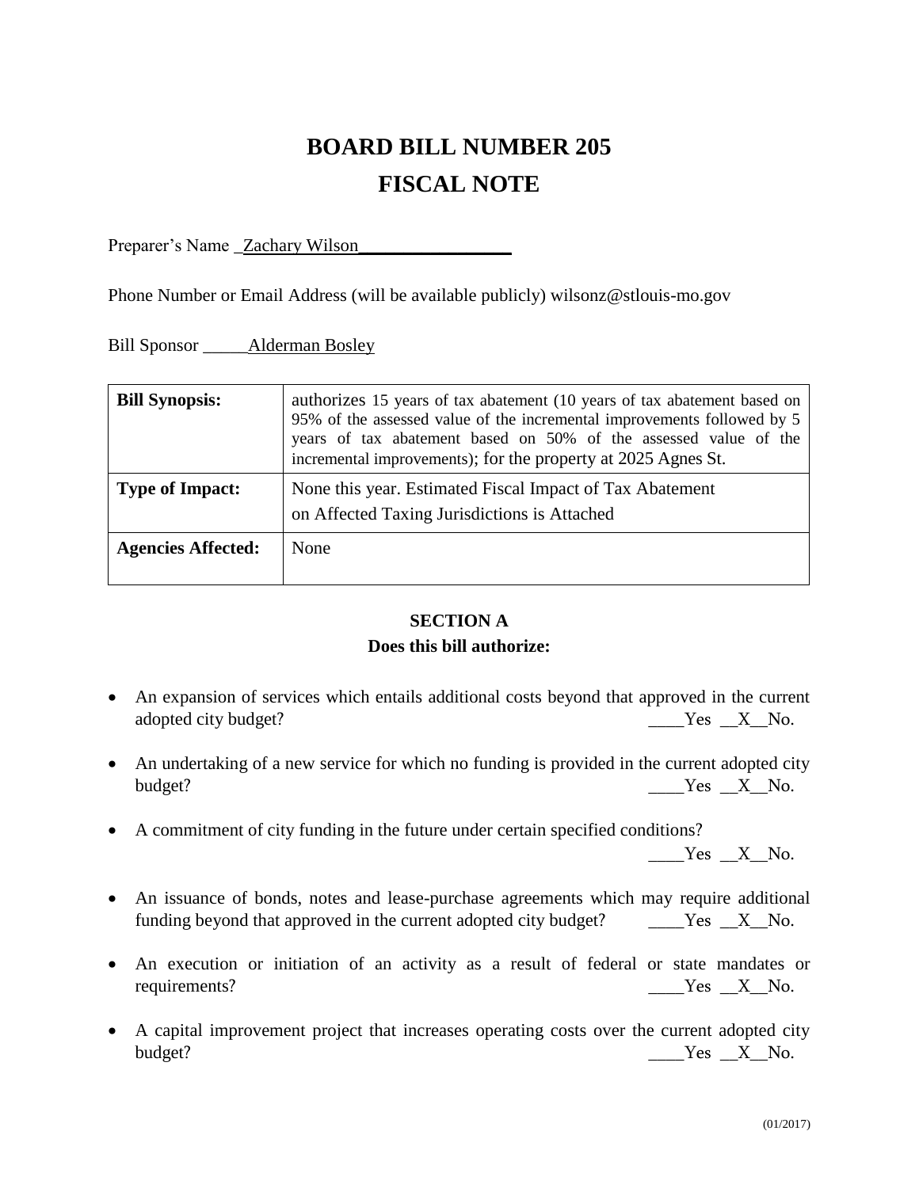# BOARD BILL NUMBER 205

# FISCAL NOTE

Preparer's Name _Zachary Wilson_________________

Phone Number or Email Address (will be available publicly) wilsonz@stlouis-mo.gov

Bill Sponsor _____Alderman Bosley

| **Bill Synopsis:** | authorizes 15 years of tax abatement (10 years of tax abatement based on 95% of the assessed value of the incremental improvements followed by 5 years of tax abatement based on 50% of the assessed value of the incremental improvements); for the property at 2025 Agnes St. |
|---|---|
| **Type of Impact:** | None this year. Estimated Fiscal Impact of Tax Abatement on Affected Taxing Jurisdictions is Attached |
| **Agencies Affected:** | None |

## SECTION A

### Does this bill authorize:

- An expansion of services which entails additional costs beyond that approved in the current adopted city budget? ____Yes __X__No.
- An undertaking of a new service for which no funding is provided in the current adopted city budget? ____Yes __X__No.
- A commitment of city funding in the future under certain specified conditions? ____Yes __X__No.
- An issuance of bonds, notes and lease-purchase agreements which may require additional funding beyond that approved in the current adopted city budget? ____Yes __X__No.
- An execution or initiation of an activity as a result of federal or state mandates or requirements? ____Yes __X__No.
- A capital improvement project that increases operating costs over the current adopted city budget? ____Yes __X__No.

(01/2017)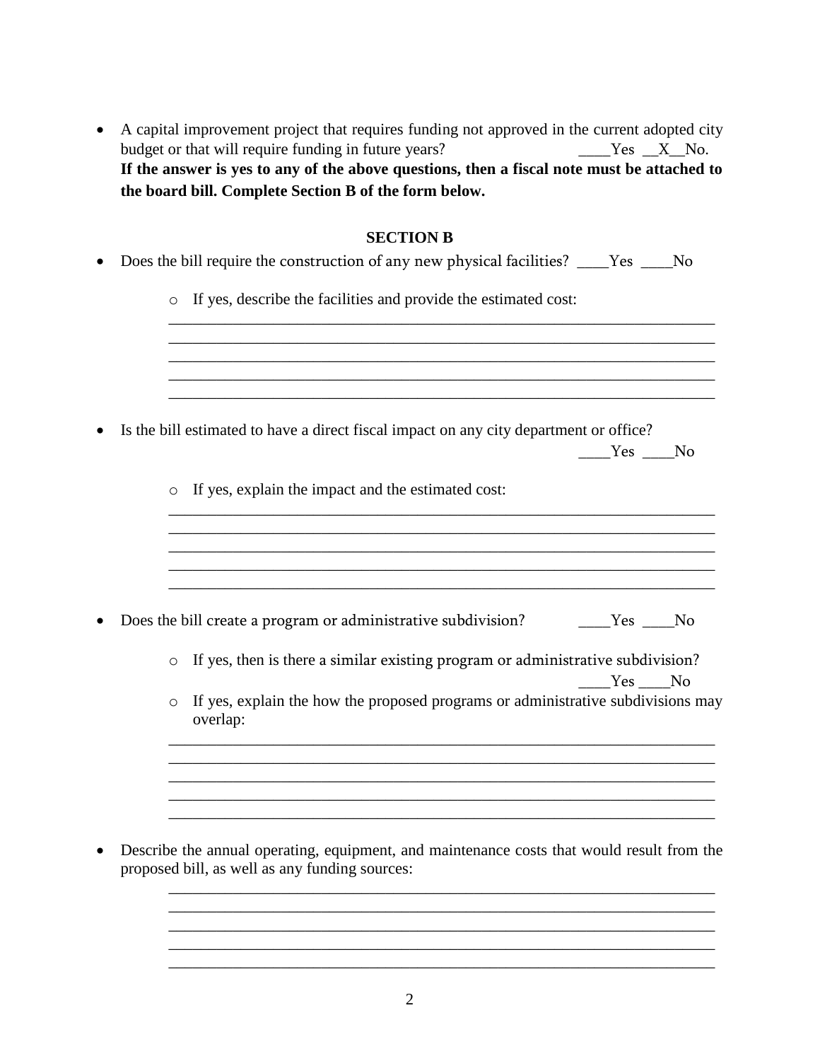- A capital improvement project that requires funding not approved in the current adopted city budget or that will require funding in future years? ____Yes __X__No.

  **If the answer is yes to any of the above questions, then a fiscal note must be attached to the board bill. Complete Section B of the form below.**

**SECTION B**

- Does the bill require the construction of any new physical facilities? ____Yes ____No
  - If yes, describe the facilities and provide the estimated cost:

    ______________________________________________________________________
    ______________________________________________________________________
    ______________________________________________________________________
    ______________________________________________________________________
    ______________________________________________________________________

- Is the bill estimated to have a direct fiscal impact on any city department or office? ____Yes ____No
  - If yes, explain the impact and the estimated cost:

    ______________________________________________________________________
    ______________________________________________________________________
    ______________________________________________________________________
    ______________________________________________________________________
    ______________________________________________________________________

- Does the bill create a program or administrative subdivision? ____Yes ____No
  - If yes, then is there a similar existing program or administrative subdivision? ____Yes ____No
  - If yes, explain the how the proposed programs or administrative subdivisions may overlap:

    ______________________________________________________________________
    ______________________________________________________________________
    ______________________________________________________________________
    ______________________________________________________________________
    ______________________________________________________________________

- Describe the annual operating, equipment, and maintenance costs that would result from the proposed bill, as well as any funding sources:

  ______________________________________________________________________
  ______________________________________________________________________
  ______________________________________________________________________
  ______________________________________________________________________
  ______________________________________________________________________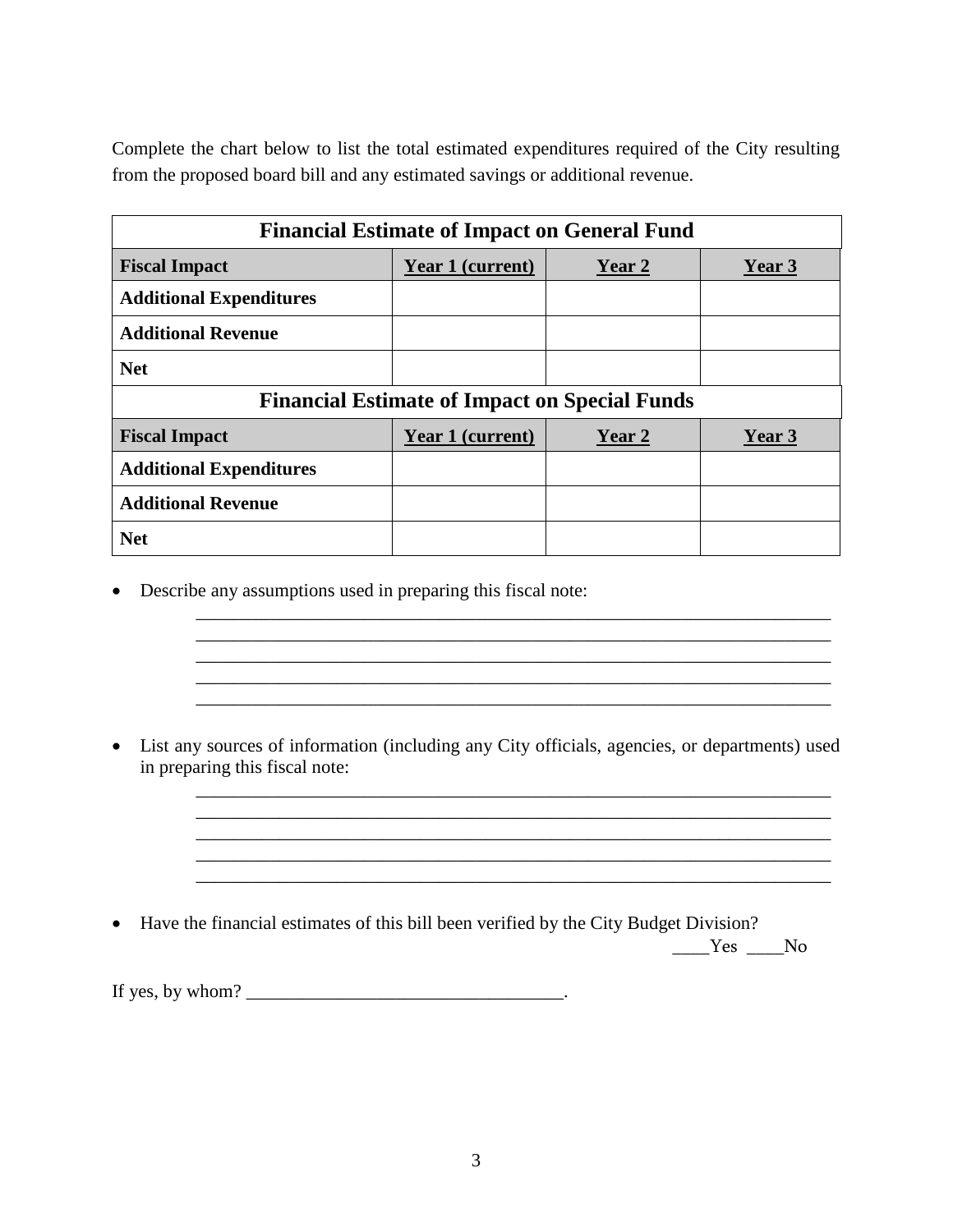Complete the chart below to list the total estimated expenditures required of the City resulting from the proposed board bill and any estimated savings or additional revenue.

| **Financial Estimate of Impact on General Fund** | | | |
|---|---|---|---|
| **Fiscal Impact** | **Year 1 (current)** | **Year 2** | **Year 3** |
| **Additional Expenditures** | | | |
| **Additional Revenue** | | | |
| **Net** | | | |
| **Financial Estimate of Impact on Special Funds** | | | |
| **Fiscal Impact** | **Year 1 (current)** | **Year 2** | **Year 3** |
| **Additional Expenditures** | | | |
| **Additional Revenue** | | | |
| **Net** | | | |

- Describe any assumptions used in preparing this fiscal note:

  ______________________________________________________________________
  ______________________________________________________________________
  ______________________________________________________________________
  ______________________________________________________________________
  ______________________________________________________________________

- List any sources of information (including any City officials, agencies, or departments) used in preparing this fiscal note:

  ______________________________________________________________________
  ______________________________________________________________________
  ______________________________________________________________________
  ______________________________________________________________________
  ______________________________________________________________________

- Have the financial estimates of this bill been verified by the City Budget Division?

  ____Yes ____No

If yes, by whom? __________________________________.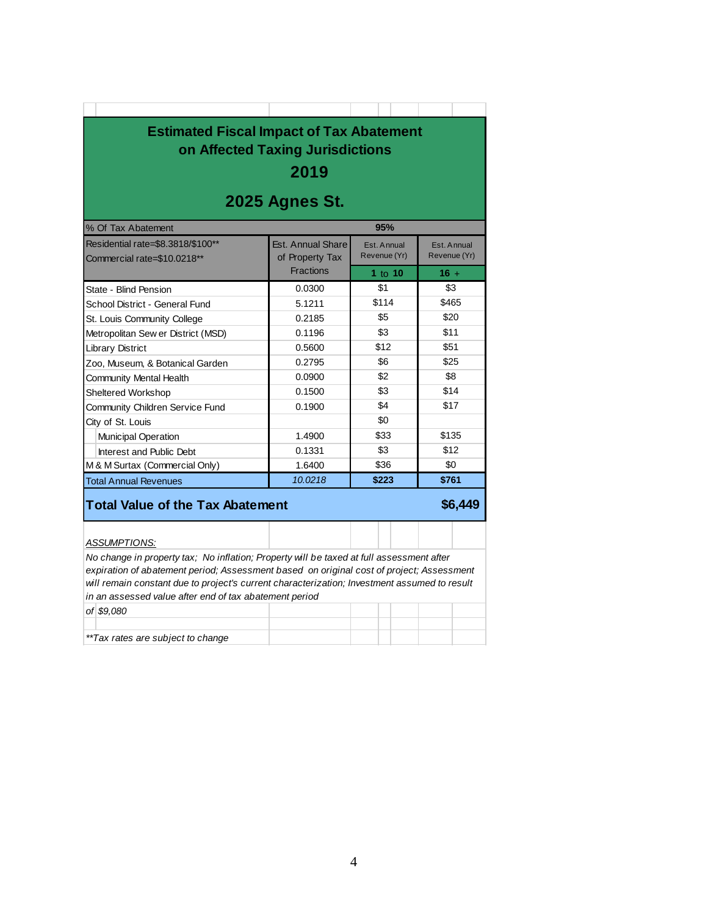## Estimated Fiscal Impact of Tax Abatement on Affected Taxing Jurisdictions

## 2019

## 2025 Agnes St.

| % Of Tax Abatement | | 95% | |
|---|---|---|---|
| Residential rate=$8.3818/$100**<br>Commercial rate=$10.0218** | Est. Annual Share of Property Tax Fractions | Est. Annual Revenue (Yr)<br>**1 to 10** | Est. Annual Revenue (Yr)<br>**16 +** |
| State - Blind Pension | 0.0300 | $1 | $3 |
| School District - General Fund | 5.1211 | $114 | $465 |
| St. Louis Community College | 0.2185 | $5 | $20 |
| Metropolitan Sewer District (MSD) | 0.1196 | $3 | $11 |
| Library District | 0.5600 | $12 | $51 |
| Zoo, Museum, & Botanical Garden | 0.2795 | $6 | $25 |
| Community Mental Health | 0.0900 | $2 | $8 |
| Sheltered Workshop | 0.1500 | $3 | $14 |
| Community Children Service Fund | 0.1900 | $4 | $17 |
| City of St. Louis | | $0 | |
| Municipal Operation | 1.4900 | $33 | $135 |
| Interest and Public Debt | 0.1331 | $3 | $12 |
| M & M Surtax (Commercial Only) | 1.6400 | $36 | $0 |
| Total Annual Revenues | *10.0218* | **$223** | **$761** |
| **Total Value of the Tax Abatement** | | | **$6,449** |

*ASSUMPTIONS:*

*No change in property tax; No inflation; Property will be taxed at full assessment after expiration of abatement period; Assessment based on original cost of project; Assessment will remain constant due to project's current characterization; Investment assumed to result in an assessed value after end of tax abatement period of $9,080*

*\*\*Tax rates are subject to change*